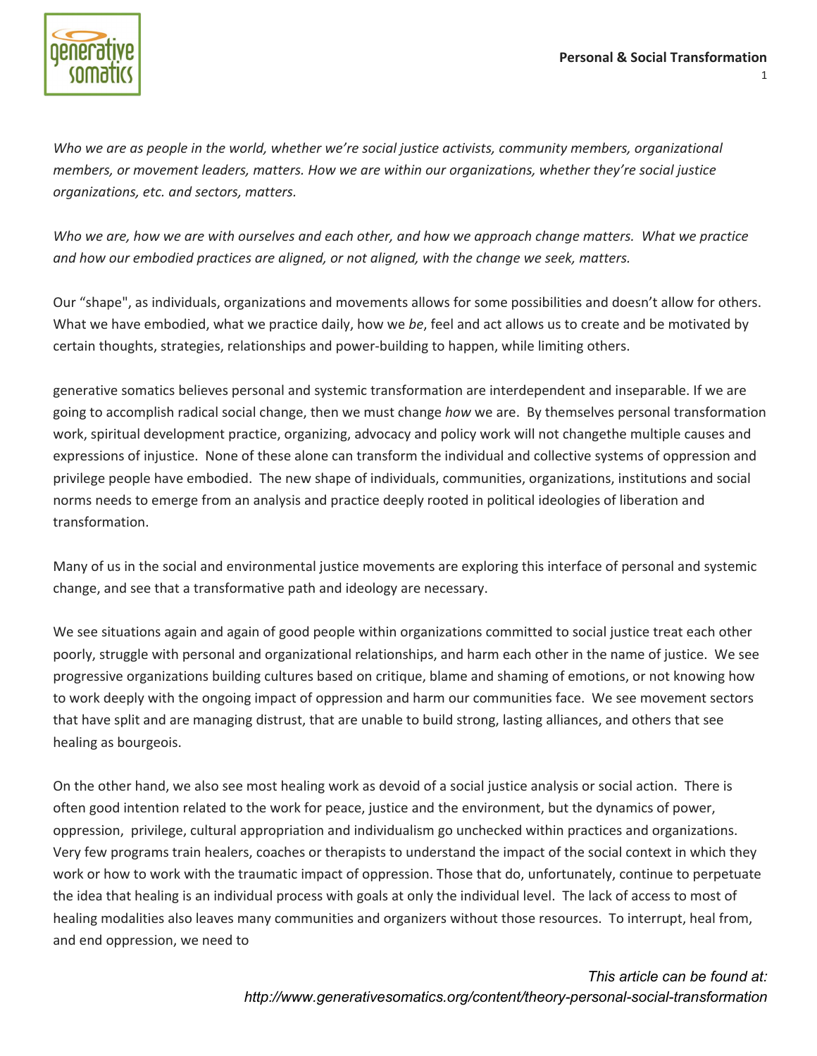*Who we are as people in the world, whether we're social justice activists, community members, organizational members, or movement leaders, matters. How we are within our organizations, whether they're social justice organizations, etc. and sectors, matters.*

*Who we are, how we are with ourselves and each other, and how we approach change matters. What we practice and how our embodied practices are aligned, or not aligned, with the change we seek, matters.*

Our "shape", as individuals, organizations and movements allows for some possibilities and doesn't allow for others. What we have embodied, what we practice daily, how we *be*, feel and act allows us to create and be motivated by certain thoughts, strategies, relationships and power-building to happen, while limiting others.

generative somatics believes personal and systemic transformation are interdependent and inseparable. If we are going to accomplish radical social change, then we must change *how* we are. By themselves personal transformation work, spiritual development practice, organizing, advocacy and policy work will not changethe multiple causes and expressions of injustice. None of these alone can transform the individual and collective systems of oppression and privilege people have embodied. The new shape of individuals, communities, organizations, institutions and social norms needs to emerge from an analysis and practice deeply rooted in political ideologies of liberation and transformation.

Many of us in the social and environmental justice movements are exploring this interface of personal and systemic change, and see that a transformative path and ideology are necessary.

We see situations again and again of good people within organizations committed to social justice treat each other poorly, struggle with personal and organizational relationships, and harm each other in the name of justice. We see progressive organizations building cultures based on critique, blame and shaming of emotions, or not knowing how to work deeply with the ongoing impact of oppression and harm our communities face. We see movement sectors that have split and are managing distrust, that are unable to build strong, lasting alliances, and others that see healing as bourgeois.

On the other hand, we also see most healing work as devoid of a social justice analysis or social action. There is often good intention related to the work for peace, justice and the environment, but the dynamics of power, oppression, privilege, cultural appropriation and individualism go unchecked within practices and organizations. Very few programs train healers, coaches or therapists to understand the impact of the social context in which they work or how to work with the traumatic impact of oppression. Those that do, unfortunately, continue to perpetuate the idea that healing is an individual process with goals at only the individual level. The lack of access to most of healing modalities also leaves many communities and organizers without those resources. To interrupt, heal from, and end oppression, we need to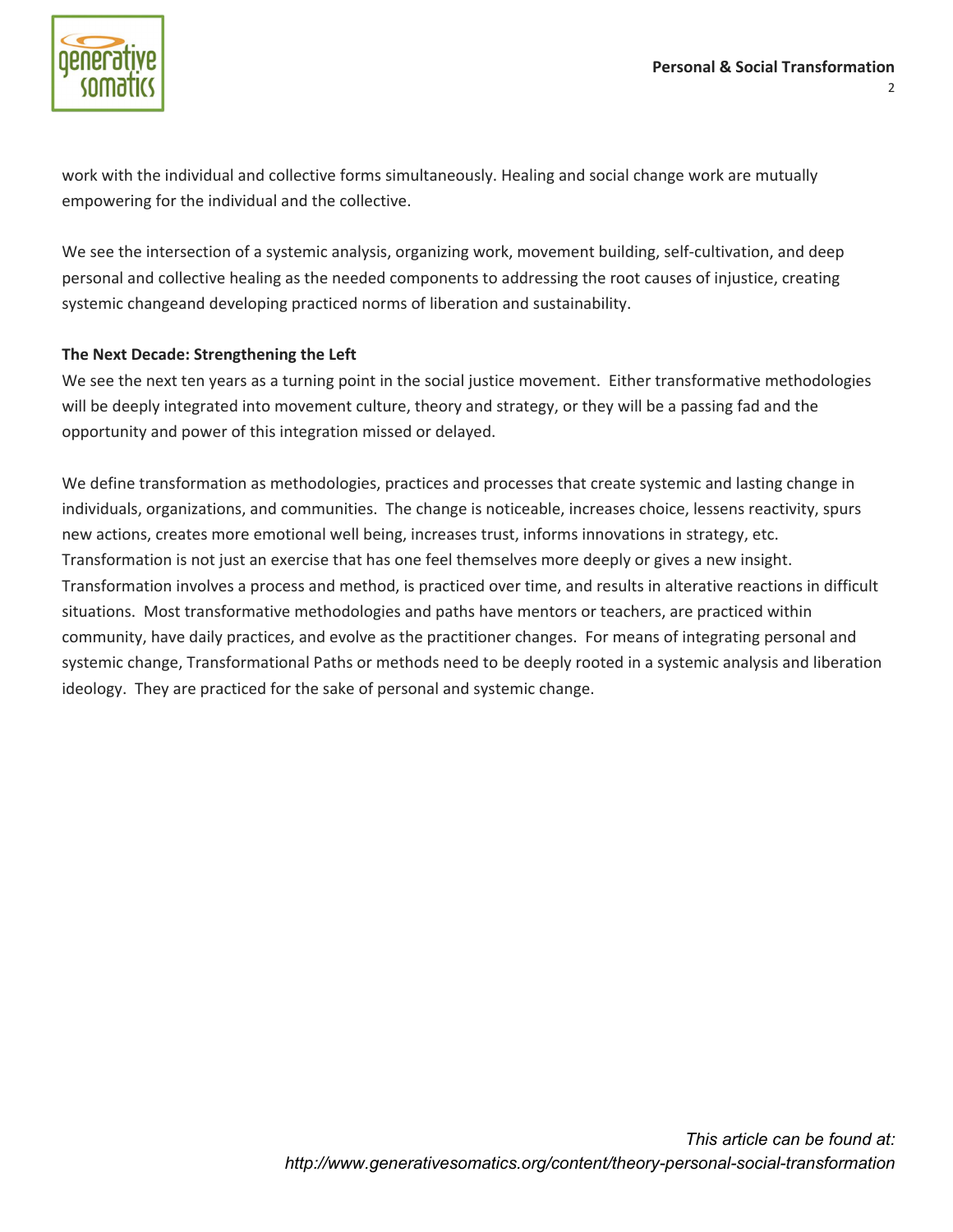work with the individual and collective forms simultaneously. Healing and social change work are mutually empowering for the individual and the collective.

We see the intersection of a systemic analysis, organizing work, movement building, self-cultivation, and deep personal and collective healing as the needed components to addressing the root causes of injustice, creating systemic changeand developing practiced norms of liberation and sustainability.

**The Next Decade: Strengthening the Left**

We see the next ten years as a turning point in the social justice movement. Either transformative methodologies will be deeply integrated into movement culture, theory and strategy, or they will be a passing fad and the opportunity and power of this integration missed or delayed.

We define transformation as methodologies, practices and processes that create systemic and lasting change in individuals, organizations, and communities. The change is noticeable, increases choice, lessens reactivity, spurs new actions, creates more emotional well being, increases trust, informs innovations in strategy, etc. Transformation is not just an exercise that has one feel themselves more deeply or gives a new insight. Transformation involves a process and method, is practiced over time, and results in alterative reactions in difficult situations. Most transformative methodologies and paths have mentors or teachers, are practiced within community, have daily practices, and evolve as the practitioner changes. For means of integrating personal and systemic change, Transformational Paths or methods need to be deeply rooted in a systemic analysis and liberation ideology. They are practiced for the sake of personal and systemic change.

*This article can be found at: http://www.generativesomatics.org/content/theory-personal-social-transformation*